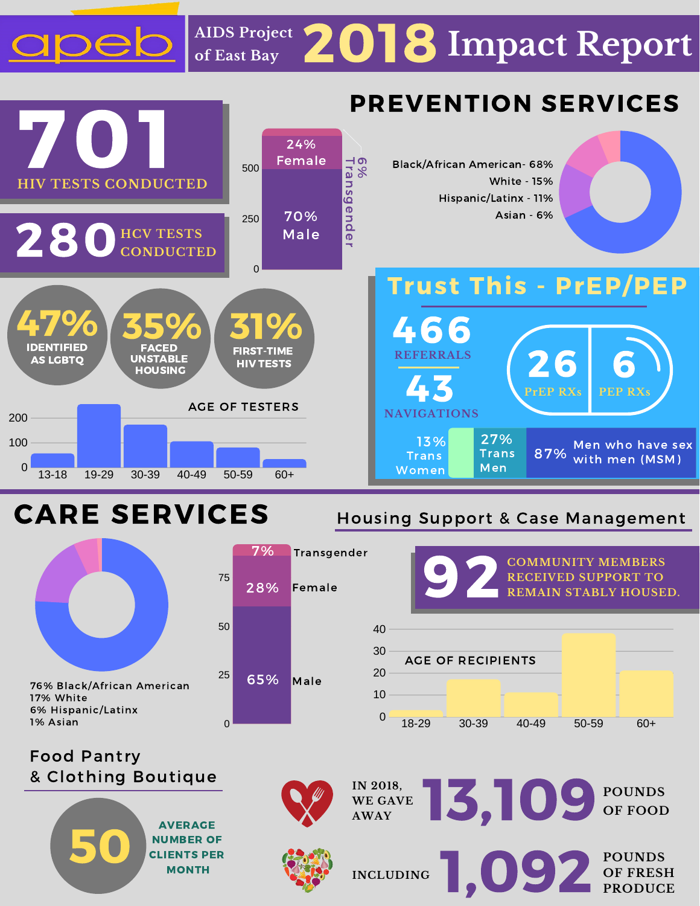# apeb AIDS Project of East Bay 2018 Impact Report

## PREVENTION SERVICES

**701** HIV TESTS CONDUCTED

**280** HCV TESTS CONDUCTED

- 24% Female
- 70% Male
- 6% Transgender

- Black/African American - 68%
- White - 15%
- Hispanic/Latinx - 11%
- Asian - 6%

**47%** IDENTIFIED AS LGBTQ

**35%** FACED UNSTABLE HOUSING

**31%** FIRST-TIME HIV TESTS

### AGE OF TESTERS

| Age | 13-18 | 19-29 | 30-39 | 40-49 | 50-59 | 60+ |
|---|---|---|---|---|---|---|

### Trust This - PrEP/PEP

**466** REFERRALS

**43** NAVIGATIONS

**26** PrEP RXs

**6** PEP RXs

- 13% Trans Women
- 27% Trans Men
- 87% Men who have sex with men (MSM)

## CARE SERVICES

- 76% Black/African American
- 17% White
- 6% Hispanic/Latinx
- 1% Asian

- 7% Transgender
- 28% Female
- 65% Male

### Housing Support & Case Management

**92** COMMUNITY MEMBERS RECEIVED SUPPORT TO REMAIN STABLY HOUSED.

### AGE OF RECIPIENTS

| Age | 18-29 | 30-39 | 40-49 | 50-59 | 60+ |
|---|---|---|---|---|---|

### Food Pantry & Clothing Boutique

**50** AVERAGE NUMBER OF CLIENTS PER MONTH

IN 2018, WE GAVE AWAY **13,109** POUNDS OF FOOD

INCLUDING **1,092** POUNDS OF FRESH PRODUCE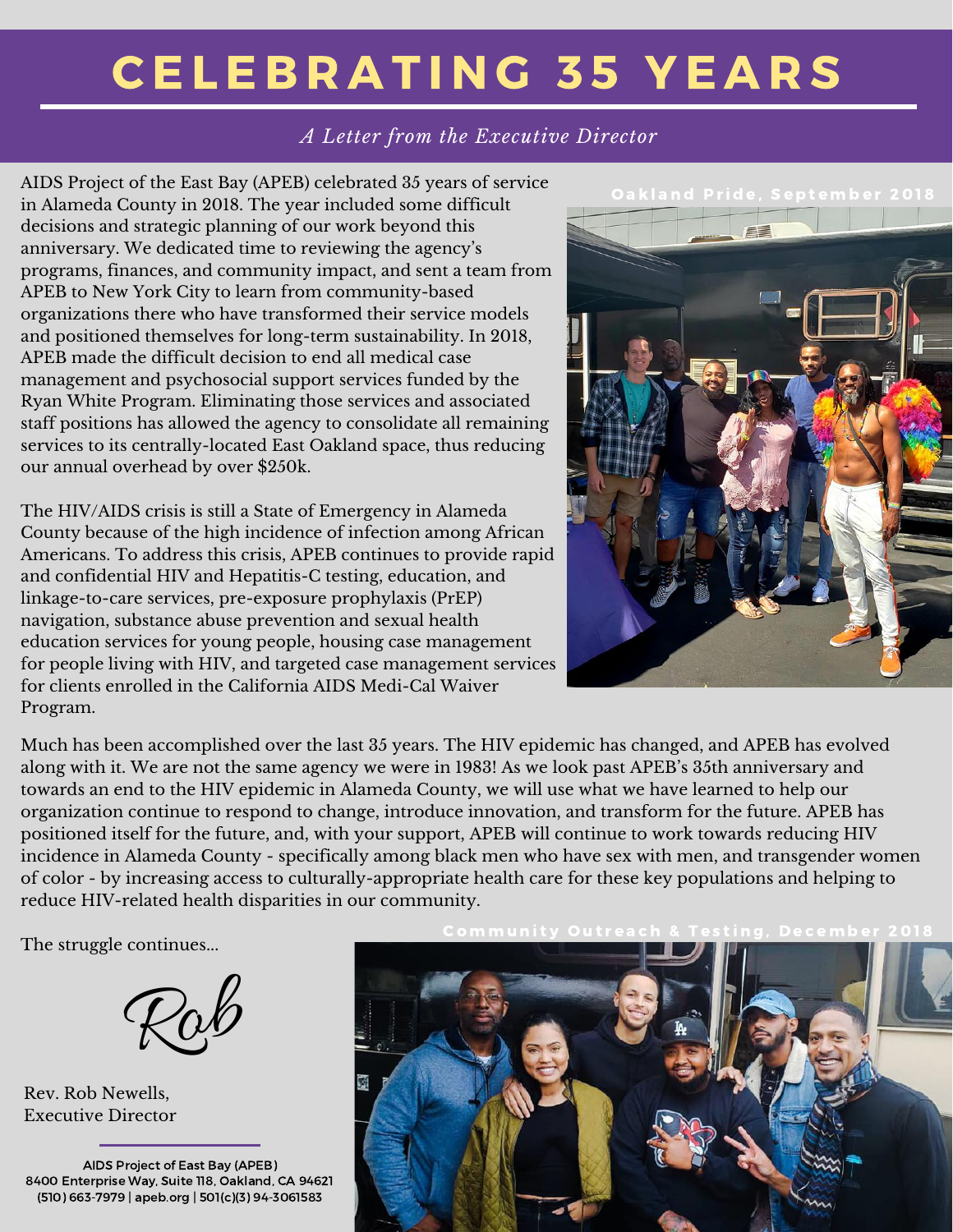# CELEBRATING 35 YEARS

*A Letter from the Executive Director*

AIDS Project of the East Bay (APEB) celebrated 35 years of service in Alameda County in 2018. The year included some difficult decisions and strategic planning of our work beyond this anniversary. We dedicated time to reviewing the agency's programs, finances, and community impact, and sent a team from APEB to New York City to learn from community-based organizations there who have transformed their service models and positioned themselves for long-term sustainability. In 2018, APEB made the difficult decision to end all medical case management and psychosocial support services funded by the Ryan White Program. Eliminating those services and associated staff positions has allowed the agency to consolidate all remaining services to its centrally-located East Oakland space, thus reducing our annual overhead by over $250k.

The HIV/AIDS crisis is still a State of Emergency in Alameda County because of the high incidence of infection among African Americans. To address this crisis, APEB continues to provide rapid and confidential HIV and Hepatitis-C testing, education, and linkage-to-care services, pre-exposure prophylaxis (PrEP) navigation, substance abuse prevention and sexual health education services for young people, housing case management for people living with HIV, and targeted case management services for clients enrolled in the California AIDS Medi-Cal Waiver Program.

Oakland Pride, September 2018

Much has been accomplished over the last 35 years. The HIV epidemic has changed, and APEB has evolved along with it. We are not the same agency we were in 1983! As we look past APEB's 35th anniversary and towards an end to the HIV epidemic in Alameda County, we will use what we have learned to help our organization continue to respond to change, introduce innovation, and transform for the future. APEB has positioned itself for the future, and, with your support, APEB will continue to work towards reducing HIV incidence in Alameda County - specifically among black men who have sex with men, and transgender women of color - by increasing access to culturally-appropriate health care for these key populations and helping to reduce HIV-related health disparities in our community.

The struggle continues...

Rob

Rev. Rob Newells,
Executive Director

Community Outreach & Testing, December 2018

AIDS Project of East Bay (APEB)
8400 Enterprise Way, Suite 118, Oakland, CA 94621
(510) 663-7979 | apeb.org | 501(c)(3) 94-3061583